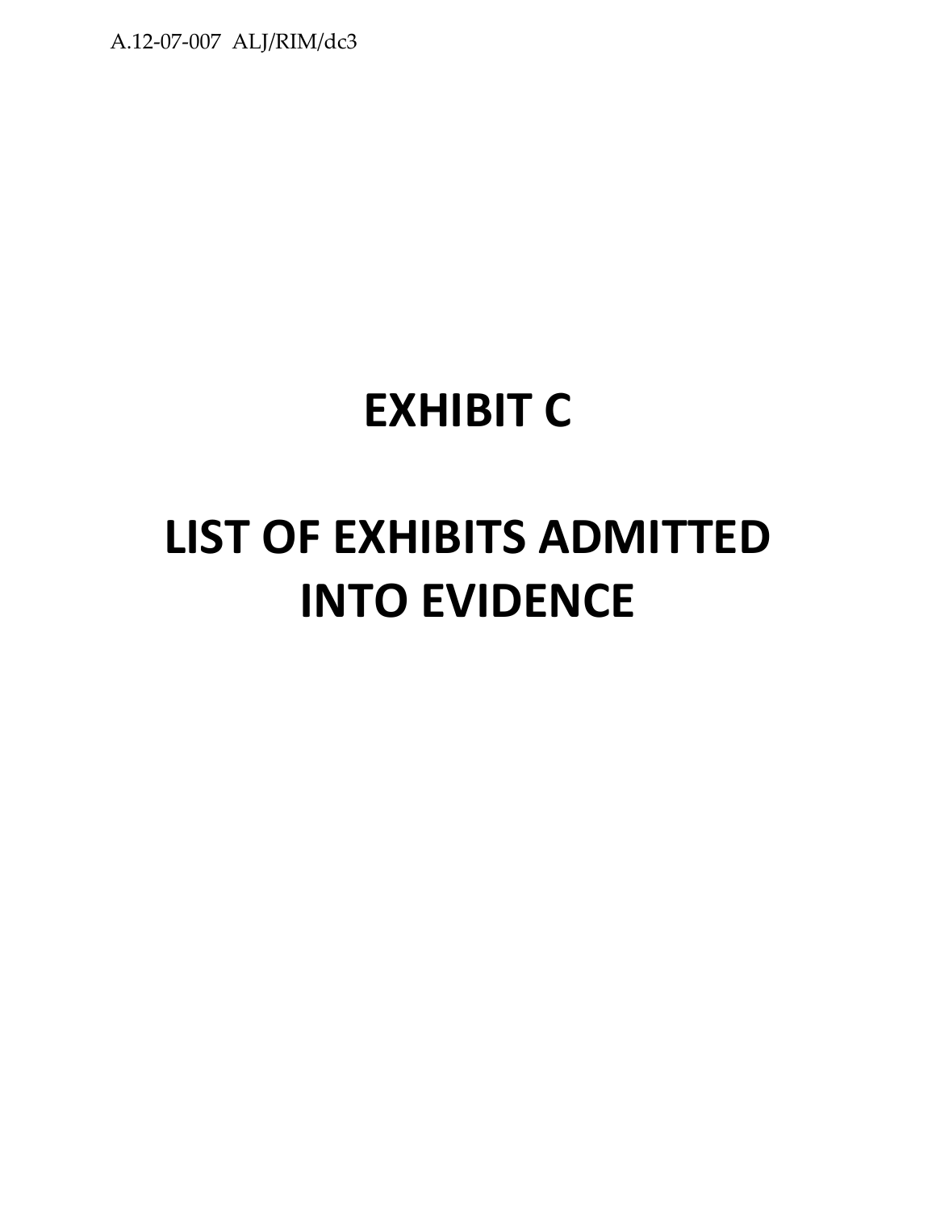# EXHIBIT C

# LIST OF EXHIBITS ADMITTED INTO EVIDENCE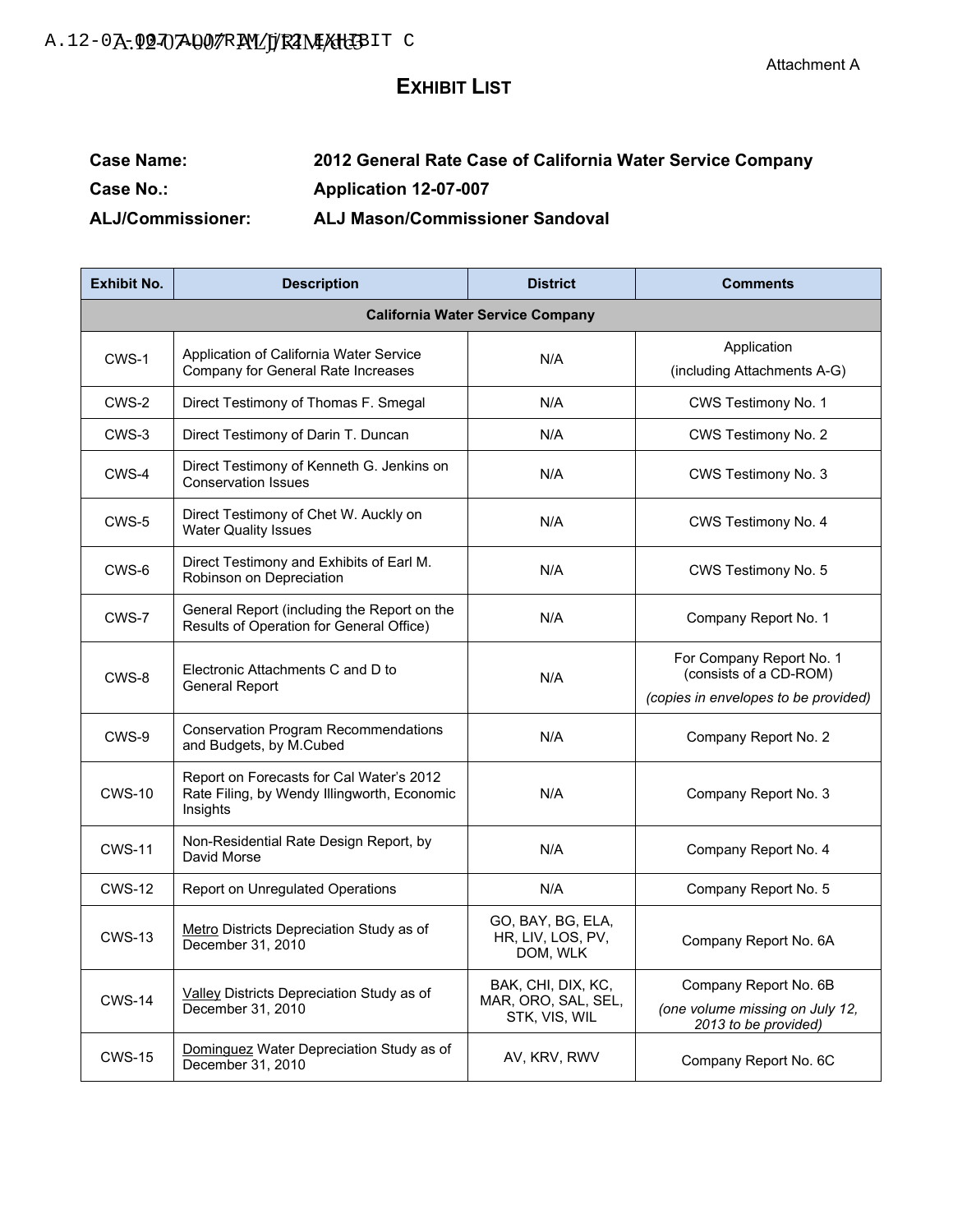Attachment A

# Exhibit List

**Case Name:** **2012 General Rate Case of California Water Service Company**

**Case No.:** **Application 12-07-007**

**ALJ/Commissioner:** **ALJ Mason/Commissioner Sandoval**

| Exhibit No. | Description | District | Comments |
|---|---|---|---|
| **California Water Service Company** | | | |
| CWS-1 | Application of California Water Service Company for General Rate Increases | N/A | Application (including Attachments A-G) |
| CWS-2 | Direct Testimony of Thomas F. Smegal | N/A | CWS Testimony No. 1 |
| CWS-3 | Direct Testimony of Darin T. Duncan | N/A | CWS Testimony No. 2 |
| CWS-4 | Direct Testimony of Kenneth G. Jenkins on Conservation Issues | N/A | CWS Testimony No. 3 |
| CWS-5 | Direct Testimony of Chet W. Auckly on Water Quality Issues | N/A | CWS Testimony No. 4 |
| CWS-6 | Direct Testimony and Exhibits of Earl M. Robinson on Depreciation | N/A | CWS Testimony No. 5 |
| CWS-7 | General Report (including the Report on the Results of Operation for General Office) | N/A | Company Report No. 1 |
| CWS-8 | Electronic Attachments C and D to General Report | N/A | For Company Report No. 1 (consists of a CD-ROM) *(copies in envelopes to be provided)* |
| CWS-9 | Conservation Program Recommendations and Budgets, by M.Cubed | N/A | Company Report No. 2 |
| CWS-10 | Report on Forecasts for Cal Water's 2012 Rate Filing, by Wendy Illingworth, Economic Insights | N/A | Company Report No. 3 |
| CWS-11 | Non-Residential Rate Design Report, by David Morse | N/A | Company Report No. 4 |
| CWS-12 | Report on Unregulated Operations | N/A | Company Report No. 5 |
| CWS-13 | Metro Districts Depreciation Study as of December 31, 2010 | GO, BAY, BG, ELA, HR, LIV, LOS, PV, DOM, WLK | Company Report No. 6A |
| CWS-14 | Valley Districts Depreciation Study as of December 31, 2010 | BAK, CHI, DIX, KC, MAR, ORO, SAL, SEL, STK, VIS, WIL | Company Report No. 6B *(one volume missing on July 12, 2013 to be provided)* |
| CWS-15 | Dominguez Water Depreciation Study as of December 31, 2010 | AV, KRV, RWV | Company Report No. 6C |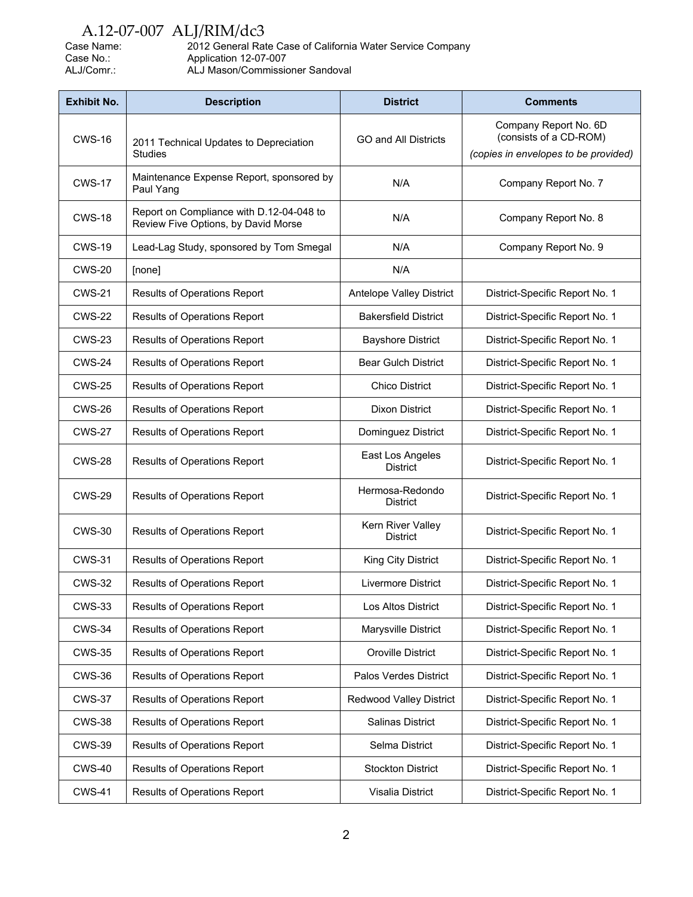A.12-07-007 ALJ/RIM/dc3

Case Name: 2012 General Rate Case of California Water Service Company
Case No.: Application 12-07-007
ALJ/Comr.: ALJ Mason/Commissioner Sandoval

| Exhibit No. | Description | District | Comments |
|---|---|---|---|
| CWS-16 | 2011 Technical Updates to Depreciation Studies | GO and All Districts | Company Report No. 6D (consists of a CD-ROM) *(copies in envelopes to be provided)* |
| CWS-17 | Maintenance Expense Report, sponsored by Paul Yang | N/A | Company Report No. 7 |
| CWS-18 | Report on Compliance with D.12-04-048 to Review Five Options, by David Morse | N/A | Company Report No. 8 |
| CWS-19 | Lead-Lag Study, sponsored by Tom Smegal | N/A | Company Report No. 9 |
| CWS-20 | [none] | N/A | |
| CWS-21 | Results of Operations Report | Antelope Valley District | District-Specific Report No. 1 |
| CWS-22 | Results of Operations Report | Bakersfield District | District-Specific Report No. 1 |
| CWS-23 | Results of Operations Report | Bayshore District | District-Specific Report No. 1 |
| CWS-24 | Results of Operations Report | Bear Gulch District | District-Specific Report No. 1 |
| CWS-25 | Results of Operations Report | Chico District | District-Specific Report No. 1 |
| CWS-26 | Results of Operations Report | Dixon District | District-Specific Report No. 1 |
| CWS-27 | Results of Operations Report | Dominguez District | District-Specific Report No. 1 |
| CWS-28 | Results of Operations Report | East Los Angeles District | District-Specific Report No. 1 |
| CWS-29 | Results of Operations Report | Hermosa-Redondo District | District-Specific Report No. 1 |
| CWS-30 | Results of Operations Report | Kern River Valley District | District-Specific Report No. 1 |
| CWS-31 | Results of Operations Report | King City District | District-Specific Report No. 1 |
| CWS-32 | Results of Operations Report | Livermore District | District-Specific Report No. 1 |
| CWS-33 | Results of Operations Report | Los Altos District | District-Specific Report No. 1 |
| CWS-34 | Results of Operations Report | Marysville District | District-Specific Report No. 1 |
| CWS-35 | Results of Operations Report | Oroville District | District-Specific Report No. 1 |
| CWS-36 | Results of Operations Report | Palos Verdes District | District-Specific Report No. 1 |
| CWS-37 | Results of Operations Report | Redwood Valley District | District-Specific Report No. 1 |
| CWS-38 | Results of Operations Report | Salinas District | District-Specific Report No. 1 |
| CWS-39 | Results of Operations Report | Selma District | District-Specific Report No. 1 |
| CWS-40 | Results of Operations Report | Stockton District | District-Specific Report No. 1 |
| CWS-41 | Results of Operations Report | Visalia District | District-Specific Report No. 1 |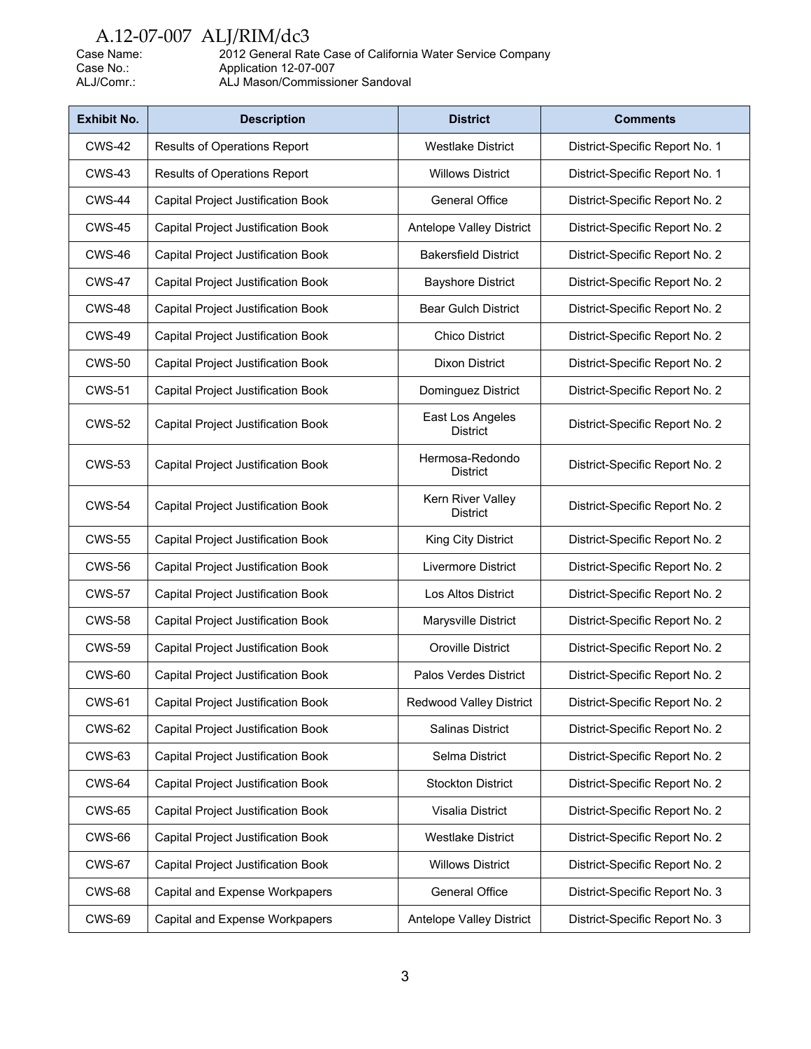Case Name: 2012 General Rate Case of California Water Service Company
Case No.: Application 12-07-007
ALJ/Comr.: ALJ Mason/Commissioner Sandoval

| Exhibit No. | Description | District | Comments |
|---|---|---|---|
| CWS-42 | Results of Operations Report | Westlake District | District-Specific Report No. 1 |
| CWS-43 | Results of Operations Report | Willows District | District-Specific Report No. 1 |
| CWS-44 | Capital Project Justification Book | General Office | District-Specific Report No. 2 |
| CWS-45 | Capital Project Justification Book | Antelope Valley District | District-Specific Report No. 2 |
| CWS-46 | Capital Project Justification Book | Bakersfield District | District-Specific Report No. 2 |
| CWS-47 | Capital Project Justification Book | Bayshore District | District-Specific Report No. 2 |
| CWS-48 | Capital Project Justification Book | Bear Gulch District | District-Specific Report No. 2 |
| CWS-49 | Capital Project Justification Book | Chico District | District-Specific Report No. 2 |
| CWS-50 | Capital Project Justification Book | Dixon District | District-Specific Report No. 2 |
| CWS-51 | Capital Project Justification Book | Dominguez District | District-Specific Report No. 2 |
| CWS-52 | Capital Project Justification Book | East Los Angeles District | District-Specific Report No. 2 |
| CWS-53 | Capital Project Justification Book | Hermosa-Redondo District | District-Specific Report No. 2 |
| CWS-54 | Capital Project Justification Book | Kern River Valley District | District-Specific Report No. 2 |
| CWS-55 | Capital Project Justification Book | King City District | District-Specific Report No. 2 |
| CWS-56 | Capital Project Justification Book | Livermore District | District-Specific Report No. 2 |
| CWS-57 | Capital Project Justification Book | Los Altos District | District-Specific Report No. 2 |
| CWS-58 | Capital Project Justification Book | Marysville District | District-Specific Report No. 2 |
| CWS-59 | Capital Project Justification Book | Oroville District | District-Specific Report No. 2 |
| CWS-60 | Capital Project Justification Book | Palos Verdes District | District-Specific Report No. 2 |
| CWS-61 | Capital Project Justification Book | Redwood Valley District | District-Specific Report No. 2 |
| CWS-62 | Capital Project Justification Book | Salinas District | District-Specific Report No. 2 |
| CWS-63 | Capital Project Justification Book | Selma District | District-Specific Report No. 2 |
| CWS-64 | Capital Project Justification Book | Stockton District | District-Specific Report No. 2 |
| CWS-65 | Capital Project Justification Book | Visalia District | District-Specific Report No. 2 |
| CWS-66 | Capital Project Justification Book | Westlake District | District-Specific Report No. 2 |
| CWS-67 | Capital Project Justification Book | Willows District | District-Specific Report No. 2 |
| CWS-68 | Capital and Expense Workpapers | General Office | District-Specific Report No. 3 |
| CWS-69 | Capital and Expense Workpapers | Antelope Valley District | District-Specific Report No. 3 |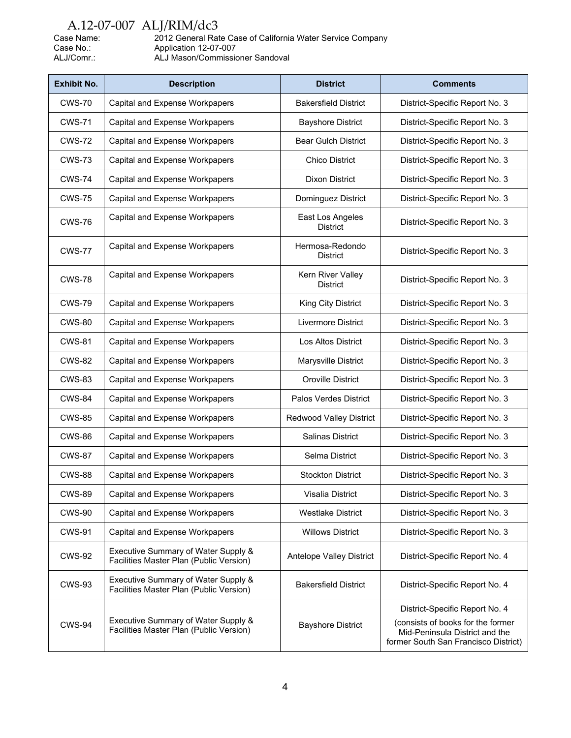Case Name: 2012 General Rate Case of California Water Service Company
Case No.: Application 12-07-007
ALJ/Comr.: ALJ Mason/Commissioner Sandoval

| Exhibit No. | Description | District | Comments |
|---|---|---|---|
| CWS-70 | Capital and Expense Workpapers | Bakersfield District | District-Specific Report No. 3 |
| CWS-71 | Capital and Expense Workpapers | Bayshore District | District-Specific Report No. 3 |
| CWS-72 | Capital and Expense Workpapers | Bear Gulch District | District-Specific Report No. 3 |
| CWS-73 | Capital and Expense Workpapers | Chico District | District-Specific Report No. 3 |
| CWS-74 | Capital and Expense Workpapers | Dixon District | District-Specific Report No. 3 |
| CWS-75 | Capital and Expense Workpapers | Dominguez District | District-Specific Report No. 3 |
| CWS-76 | Capital and Expense Workpapers | East Los Angeles District | District-Specific Report No. 3 |
| CWS-77 | Capital and Expense Workpapers | Hermosa-Redondo District | District-Specific Report No. 3 |
| CWS-78 | Capital and Expense Workpapers | Kern River Valley District | District-Specific Report No. 3 |
| CWS-79 | Capital and Expense Workpapers | King City District | District-Specific Report No. 3 |
| CWS-80 | Capital and Expense Workpapers | Livermore District | District-Specific Report No. 3 |
| CWS-81 | Capital and Expense Workpapers | Los Altos District | District-Specific Report No. 3 |
| CWS-82 | Capital and Expense Workpapers | Marysville District | District-Specific Report No. 3 |
| CWS-83 | Capital and Expense Workpapers | Oroville District | District-Specific Report No. 3 |
| CWS-84 | Capital and Expense Workpapers | Palos Verdes District | District-Specific Report No. 3 |
| CWS-85 | Capital and Expense Workpapers | Redwood Valley District | District-Specific Report No. 3 |
| CWS-86 | Capital and Expense Workpapers | Salinas District | District-Specific Report No. 3 |
| CWS-87 | Capital and Expense Workpapers | Selma District | District-Specific Report No. 3 |
| CWS-88 | Capital and Expense Workpapers | Stockton District | District-Specific Report No. 3 |
| CWS-89 | Capital and Expense Workpapers | Visalia District | District-Specific Report No. 3 |
| CWS-90 | Capital and Expense Workpapers | Westlake District | District-Specific Report No. 3 |
| CWS-91 | Capital and Expense Workpapers | Willows District | District-Specific Report No. 3 |
| CWS-92 | Executive Summary of Water Supply & Facilities Master Plan (Public Version) | Antelope Valley District | District-Specific Report No. 4 |
| CWS-93 | Executive Summary of Water Supply & Facilities Master Plan (Public Version) | Bakersfield District | District-Specific Report No. 4 |
| CWS-94 | Executive Summary of Water Supply & Facilities Master Plan (Public Version) | Bayshore District | District-Specific Report No. 4 (consists of books for the former Mid-Peninsula District and the former South San Francisco District) |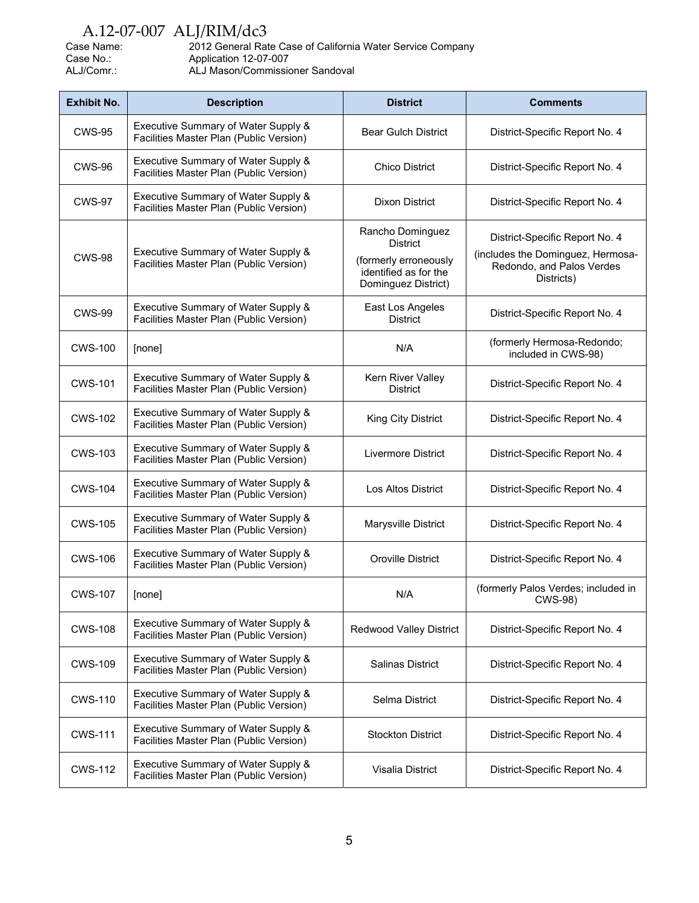A.12-07-007 ALJ/RIM/dc3

Case Name: 2012 General Rate Case of California Water Service Company
Case No.: Application 12-07-007
ALJ/Comr.: ALJ Mason/Commissioner Sandoval

| Exhibit No. | Description | District | Comments |
|---|---|---|---|
| CWS-95 | Executive Summary of Water Supply & Facilities Master Plan (Public Version) | Bear Gulch District | District-Specific Report No. 4 |
| CWS-96 | Executive Summary of Water Supply & Facilities Master Plan (Public Version) | Chico District | District-Specific Report No. 4 |
| CWS-97 | Executive Summary of Water Supply & Facilities Master Plan (Public Version) | Dixon District | District-Specific Report No. 4 |
| CWS-98 | Executive Summary of Water Supply & Facilities Master Plan (Public Version) | Rancho Dominguez District (formerly erroneously identified as for the Dominguez District) | District-Specific Report No. 4 (includes the Dominguez, Hermosa-Redondo, and Palos Verdes Districts) |
| CWS-99 | Executive Summary of Water Supply & Facilities Master Plan (Public Version) | East Los Angeles District | District-Specific Report No. 4 |
| CWS-100 | [none] | N/A | (formerly Hermosa-Redondo; included in CWS-98) |
| CWS-101 | Executive Summary of Water Supply & Facilities Master Plan (Public Version) | Kern River Valley District | District-Specific Report No. 4 |
| CWS-102 | Executive Summary of Water Supply & Facilities Master Plan (Public Version) | King City District | District-Specific Report No. 4 |
| CWS-103 | Executive Summary of Water Supply & Facilities Master Plan (Public Version) | Livermore District | District-Specific Report No. 4 |
| CWS-104 | Executive Summary of Water Supply & Facilities Master Plan (Public Version) | Los Altos District | District-Specific Report No. 4 |
| CWS-105 | Executive Summary of Water Supply & Facilities Master Plan (Public Version) | Marysville District | District-Specific Report No. 4 |
| CWS-106 | Executive Summary of Water Supply & Facilities Master Plan (Public Version) | Oroville District | District-Specific Report No. 4 |
| CWS-107 | [none] | N/A | (formerly Palos Verdes; included in CWS-98) |
| CWS-108 | Executive Summary of Water Supply & Facilities Master Plan (Public Version) | Redwood Valley District | District-Specific Report No. 4 |
| CWS-109 | Executive Summary of Water Supply & Facilities Master Plan (Public Version) | Salinas District | District-Specific Report No. 4 |
| CWS-110 | Executive Summary of Water Supply & Facilities Master Plan (Public Version) | Selma District | District-Specific Report No. 4 |
| CWS-111 | Executive Summary of Water Supply & Facilities Master Plan (Public Version) | Stockton District | District-Specific Report No. 4 |
| CWS-112 | Executive Summary of Water Supply & Facilities Master Plan (Public Version) | Visalia District | District-Specific Report No. 4 |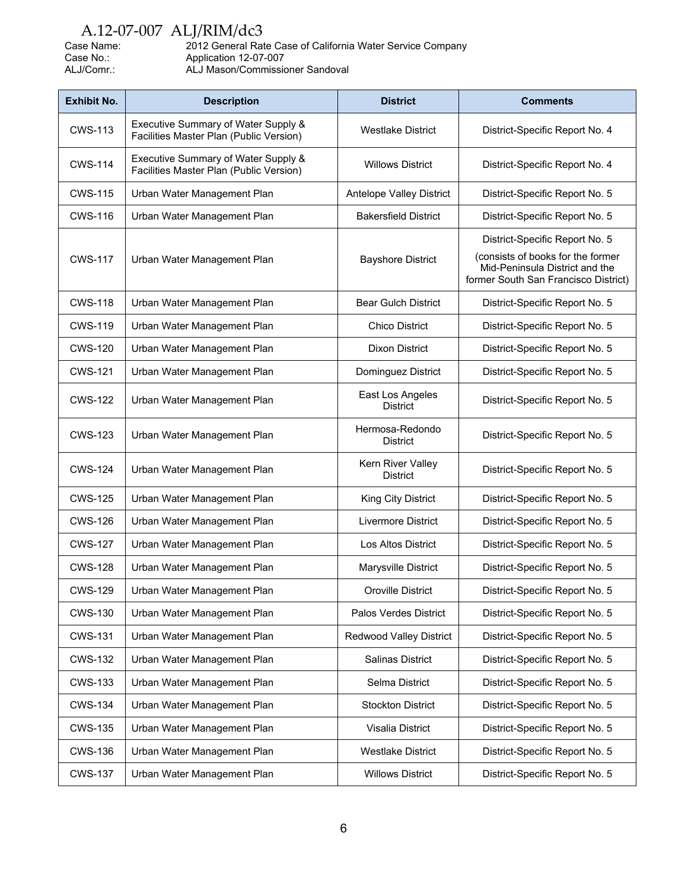Case Name: 2012 General Rate Case of California Water Service Company
Case No.: Application 12-07-007
ALJ/Comr.: ALJ Mason/Commissioner Sandoval

| Exhibit No. | Description | District | Comments |
|---|---|---|---|
| CWS-113 | Executive Summary of Water Supply & Facilities Master Plan (Public Version) | Westlake District | District-Specific Report No. 4 |
| CWS-114 | Executive Summary of Water Supply & Facilities Master Plan (Public Version) | Willows District | District-Specific Report No. 4 |
| CWS-115 | Urban Water Management Plan | Antelope Valley District | District-Specific Report No. 5 |
| CWS-116 | Urban Water Management Plan | Bakersfield District | District-Specific Report No. 5 |
| CWS-117 | Urban Water Management Plan | Bayshore District | District-Specific Report No. 5 (consists of books for the former Mid-Peninsula District and the former South San Francisco District) |
| CWS-118 | Urban Water Management Plan | Bear Gulch District | District-Specific Report No. 5 |
| CWS-119 | Urban Water Management Plan | Chico District | District-Specific Report No. 5 |
| CWS-120 | Urban Water Management Plan | Dixon District | District-Specific Report No. 5 |
| CWS-121 | Urban Water Management Plan | Dominguez District | District-Specific Report No. 5 |
| CWS-122 | Urban Water Management Plan | East Los Angeles District | District-Specific Report No. 5 |
| CWS-123 | Urban Water Management Plan | Hermosa-Redondo District | District-Specific Report No. 5 |
| CWS-124 | Urban Water Management Plan | Kern River Valley District | District-Specific Report No. 5 |
| CWS-125 | Urban Water Management Plan | King City District | District-Specific Report No. 5 |
| CWS-126 | Urban Water Management Plan | Livermore District | District-Specific Report No. 5 |
| CWS-127 | Urban Water Management Plan | Los Altos District | District-Specific Report No. 5 |
| CWS-128 | Urban Water Management Plan | Marysville District | District-Specific Report No. 5 |
| CWS-129 | Urban Water Management Plan | Oroville District | District-Specific Report No. 5 |
| CWS-130 | Urban Water Management Plan | Palos Verdes District | District-Specific Report No. 5 |
| CWS-131 | Urban Water Management Plan | Redwood Valley District | District-Specific Report No. 5 |
| CWS-132 | Urban Water Management Plan | Salinas District | District-Specific Report No. 5 |
| CWS-133 | Urban Water Management Plan | Selma District | District-Specific Report No. 5 |
| CWS-134 | Urban Water Management Plan | Stockton District | District-Specific Report No. 5 |
| CWS-135 | Urban Water Management Plan | Visalia District | District-Specific Report No. 5 |
| CWS-136 | Urban Water Management Plan | Westlake District | District-Specific Report No. 5 |
| CWS-137 | Urban Water Management Plan | Willows District | District-Specific Report No. 5 |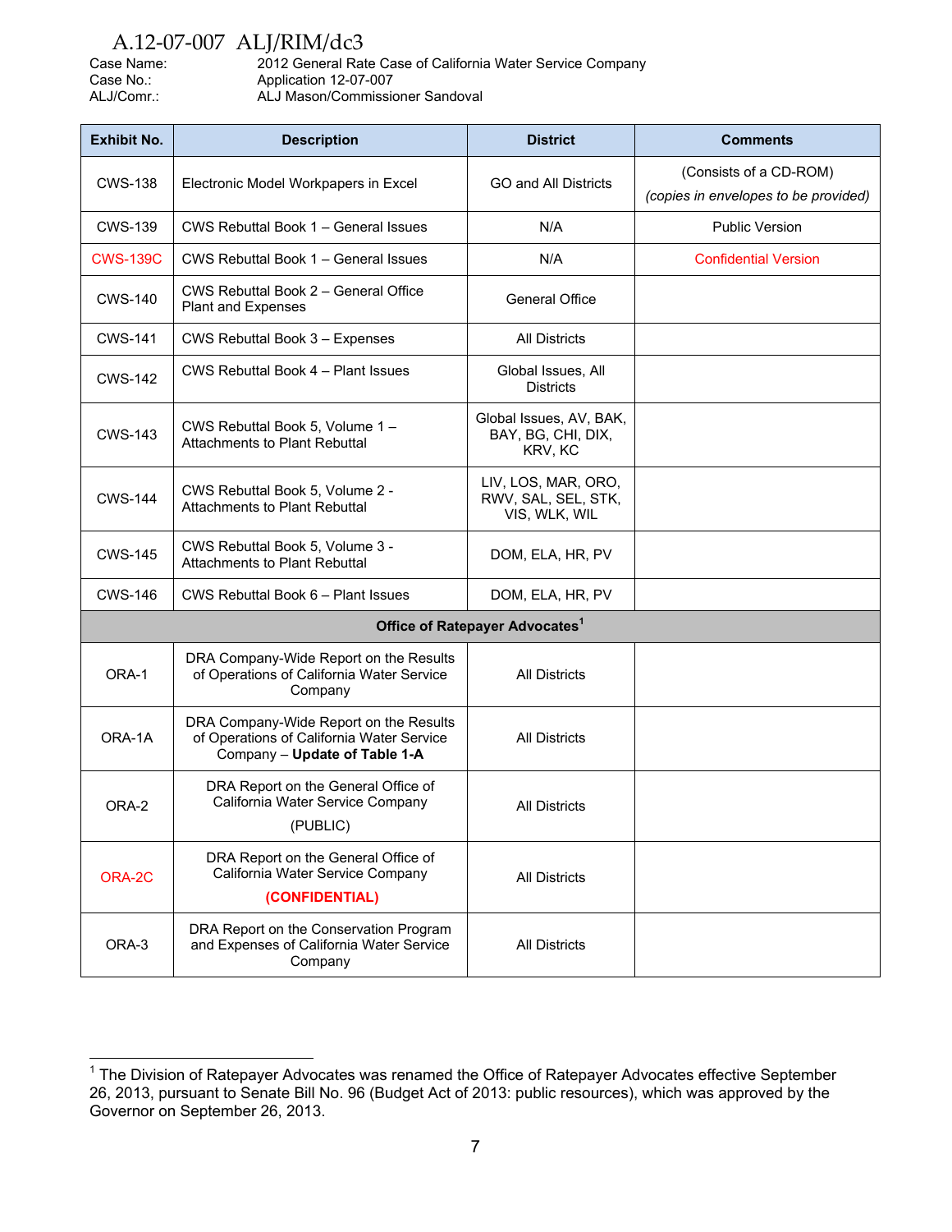A.12-07-007 ALJ/RIM/dc3

Case Name: 2012 General Rate Case of California Water Service Company
Case No.: Application 12-07-007
ALJ/Comr.: ALJ Mason/Commissioner Sandoval

| Exhibit No. | Description | District | Comments |
|---|---|---|---|
| CWS-138 | Electronic Model Workpapers in Excel | GO and All Districts | (Consists of a CD-ROM) *(copies in envelopes to be provided)* |
| CWS-139 | CWS Rebuttal Book 1 – General Issues | N/A | Public Version |
| CWS-139C | CWS Rebuttal Book 1 – General Issues | N/A | Confidential Version |
| CWS-140 | CWS Rebuttal Book 2 – General Office Plant and Expenses | General Office | |
| CWS-141 | CWS Rebuttal Book 3 – Expenses | All Districts | |
| CWS-142 | CWS Rebuttal Book 4 – Plant Issues | Global Issues, All Districts | |
| CWS-143 | CWS Rebuttal Book 5, Volume 1 – Attachments to Plant Rebuttal | Global Issues, AV, BAK, BAY, BG, CHI, DIX, KRV, KC | |
| CWS-144 | CWS Rebuttal Book 5, Volume 2 - Attachments to Plant Rebuttal | LIV, LOS, MAR, ORO, RWV, SAL, SEL, STK, VIS, WLK, WIL | |
| CWS-145 | CWS Rebuttal Book 5, Volume 3 - Attachments to Plant Rebuttal | DOM, ELA, HR, PV | |
| CWS-146 | CWS Rebuttal Book 6 – Plant Issues | DOM, ELA, HR, PV | |
| **Office of Ratepayer Advocates[1]** | | | |
| ORA-1 | DRA Company-Wide Report on the Results of Operations of California Water Service Company | All Districts | |
| ORA-1A | DRA Company-Wide Report on the Results of Operations of California Water Service Company – **Update of Table 1-A** | All Districts | |
| ORA-2 | DRA Report on the General Office of California Water Service Company (PUBLIC) | All Districts | |
| ORA-2C | DRA Report on the General Office of California Water Service Company **(CONFIDENTIAL)** | All Districts | |
| ORA-3 | DRA Report on the Conservation Program and Expenses of California Water Service Company | All Districts | |

[1] The Division of Ratepayer Advocates was renamed the Office of Ratepayer Advocates effective September 26, 2013, pursuant to Senate Bill No. 96 (Budget Act of 2013: public resources), which was approved by the Governor on September 26, 2013.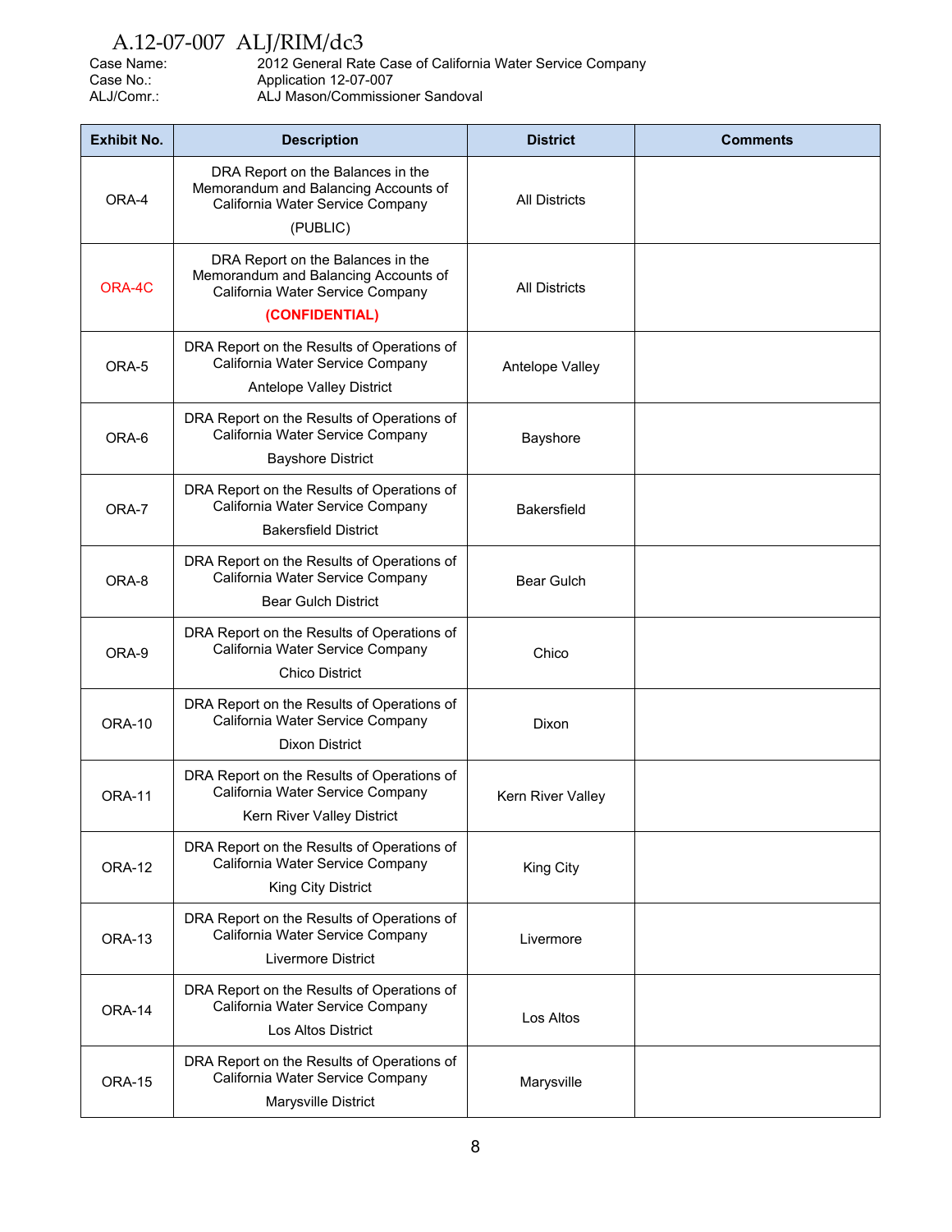A.12-07-007 ALJ/RIM/dc3

Case Name: 2012 General Rate Case of California Water Service Company
Case No.: Application 12-07-007
ALJ/Comr.: ALJ Mason/Commissioner Sandoval

| Exhibit No. | Description | District | Comments |
|---|---|---|---|
| ORA-4 | DRA Report on the Balances in the Memorandum and Balancing Accounts of California Water Service Company (PUBLIC) | All Districts | |
| ORA-4C | DRA Report on the Balances in the Memorandum and Balancing Accounts of California Water Service Company **(CONFIDENTIAL)** | All Districts | |
| ORA-5 | DRA Report on the Results of Operations of California Water Service Company Antelope Valley District | Antelope Valley | |
| ORA-6 | DRA Report on the Results of Operations of California Water Service Company Bayshore District | Bayshore | |
| ORA-7 | DRA Report on the Results of Operations of California Water Service Company Bakersfield District | Bakersfield | |
| ORA-8 | DRA Report on the Results of Operations of California Water Service Company Bear Gulch District | Bear Gulch | |
| ORA-9 | DRA Report on the Results of Operations of California Water Service Company Chico District | Chico | |
| ORA-10 | DRA Report on the Results of Operations of California Water Service Company Dixon District | Dixon | |
| ORA-11 | DRA Report on the Results of Operations of California Water Service Company Kern River Valley District | Kern River Valley | |
| ORA-12 | DRA Report on the Results of Operations of California Water Service Company King City District | King City | |
| ORA-13 | DRA Report on the Results of Operations of California Water Service Company Livermore District | Livermore | |
| ORA-14 | DRA Report on the Results of Operations of California Water Service Company Los Altos District | Los Altos | |
| ORA-15 | DRA Report on the Results of Operations of California Water Service Company Marysville District | Marysville | |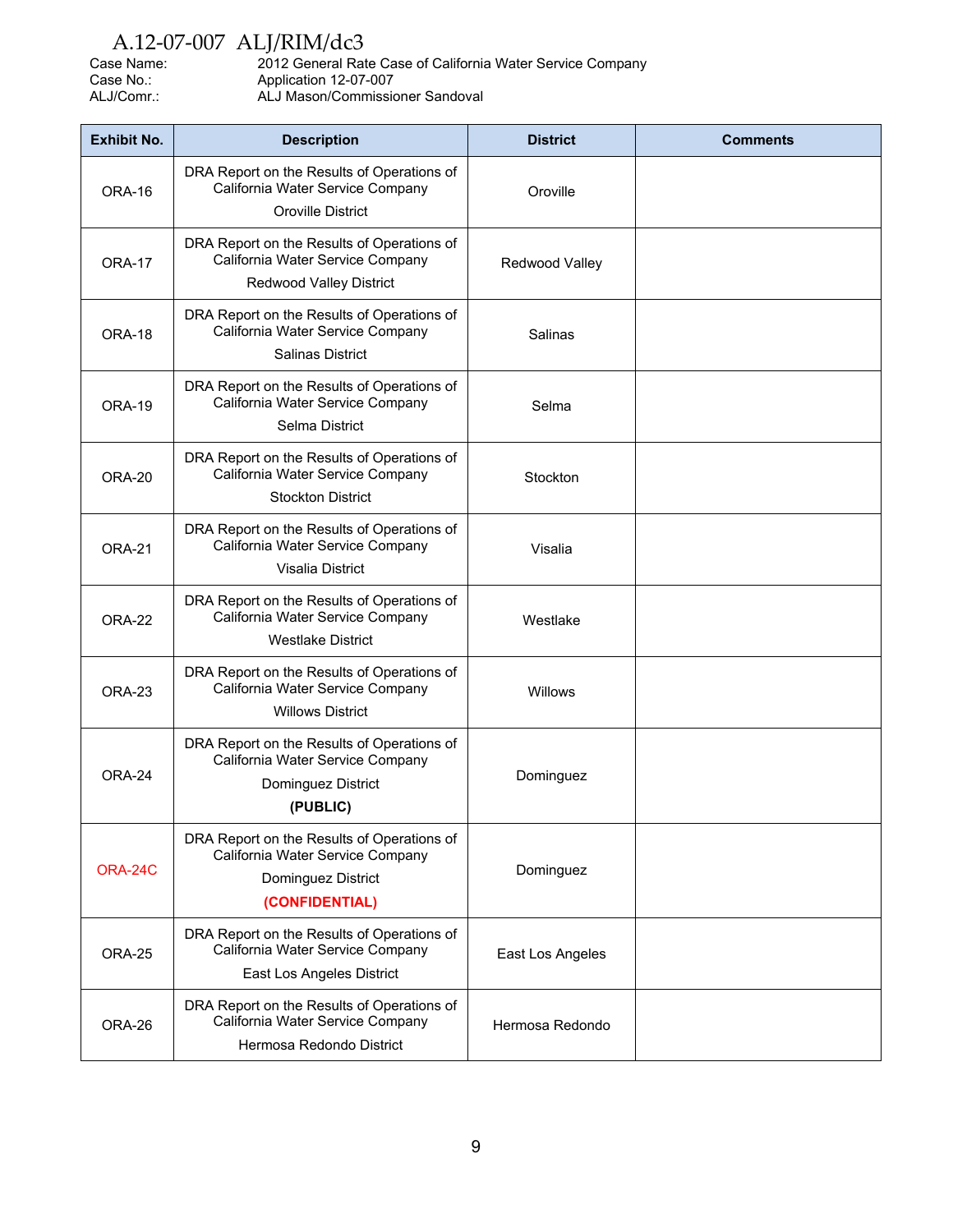Case Name: 2012 General Rate Case of California Water Service Company
Case No.: Application 12-07-007
ALJ/Comr.: ALJ Mason/Commissioner Sandoval

| Exhibit No. | Description | District | Comments |
|---|---|---|---|
| ORA-16 | DRA Report on the Results of Operations of California Water Service Company Oroville District | Oroville | |
| ORA-17 | DRA Report on the Results of Operations of California Water Service Company Redwood Valley District | Redwood Valley | |
| ORA-18 | DRA Report on the Results of Operations of California Water Service Company Salinas District | Salinas | |
| ORA-19 | DRA Report on the Results of Operations of California Water Service Company Selma District | Selma | |
| ORA-20 | DRA Report on the Results of Operations of California Water Service Company Stockton District | Stockton | |
| ORA-21 | DRA Report on the Results of Operations of California Water Service Company Visalia District | Visalia | |
| ORA-22 | DRA Report on the Results of Operations of California Water Service Company Westlake District | Westlake | |
| ORA-23 | DRA Report on the Results of Operations of California Water Service Company Willows District | Willows | |
| ORA-24 | DRA Report on the Results of Operations of California Water Service Company Dominguez District **(PUBLIC)** | Dominguez | |
| ORA-24C | DRA Report on the Results of Operations of California Water Service Company Dominguez District **(CONFIDENTIAL)** | Dominguez | |
| ORA-25 | DRA Report on the Results of Operations of California Water Service Company East Los Angeles District | East Los Angeles | |
| ORA-26 | DRA Report on the Results of Operations of California Water Service Company Hermosa Redondo District | Hermosa Redondo | |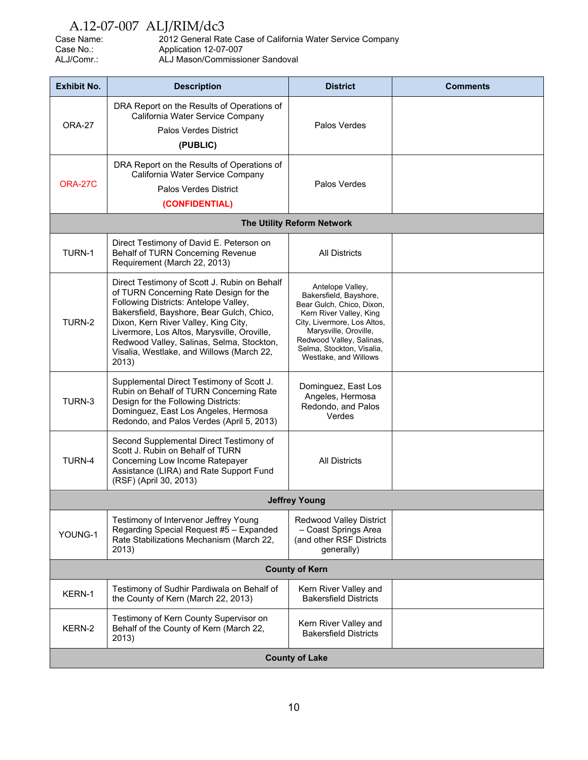A.12-07-007 ALJ/RIM/dc3

Case Name: 2012 General Rate Case of California Water Service Company
Case No.: Application 12-07-007
ALJ/Comr.: ALJ Mason/Commissioner Sandoval

| Exhibit No. | Description | District | Comments |
|---|---|---|---|
| ORA-27 | DRA Report on the Results of Operations of California Water Service Company Palos Verdes District **(PUBLIC)** | Palos Verdes | |
| ORA-27C | DRA Report on the Results of Operations of California Water Service Company Palos Verdes District **(CONFIDENTIAL)** | Palos Verdes | |
| | **The Utility Reform Network** | | |
| TURN-1 | Direct Testimony of David E. Peterson on Behalf of TURN Concerning Revenue Requirement (March 22, 2013) | All Districts | |
| TURN-2 | Direct Testimony of Scott J. Rubin on Behalf of TURN Concerning Rate Design for the Following Districts: Antelope Valley, Bakersfield, Bayshore, Bear Gulch, Chico, Dixon, Kern River Valley, King City, Livermore, Los Altos, Marysville, Oroville, Redwood Valley, Salinas, Selma, Stockton, Visalia, Westlake, and Willows (March 22, 2013) | Antelope Valley, Bakersfield, Bayshore, Bear Gulch, Chico, Dixon, Kern River Valley, King City, Livermore, Los Altos, Marysville, Oroville, Redwood Valley, Salinas, Selma, Stockton, Visalia, Westlake, and Willows | |
| TURN-3 | Supplemental Direct Testimony of Scott J. Rubin on Behalf of TURN Concerning Rate Design for the Following Districts: Dominguez, East Los Angeles, Hermosa Redondo, and Palos Verdes (April 5, 2013) | Dominguez, East Los Angeles, Hermosa Redondo, and Palos Verdes | |
| TURN-4 | Second Supplemental Direct Testimony of Scott J. Rubin on Behalf of TURN Concerning Low Income Ratepayer Assistance (LIRA) and Rate Support Fund (RSF) (April 30, 2013) | All Districts | |
| | **Jeffrey Young** | | |
| YOUNG-1 | Testimony of Intervenor Jeffrey Young Regarding Special Request #5 – Expanded Rate Stabilizations Mechanism (March 22, 2013) | Redwood Valley District – Coast Springs Area (and other RSF Districts generally) | |
| | **County of Kern** | | |
| KERN-1 | Testimony of Sudhir Pardiwala on Behalf of the County of Kern (March 22, 2013) | Kern River Valley and Bakersfield Districts | |
| KERN-2 | Testimony of Kern County Supervisor on Behalf of the County of Kern (March 22, 2013) | Kern River Valley and Bakersfield Districts | |
| | **County of Lake** | | |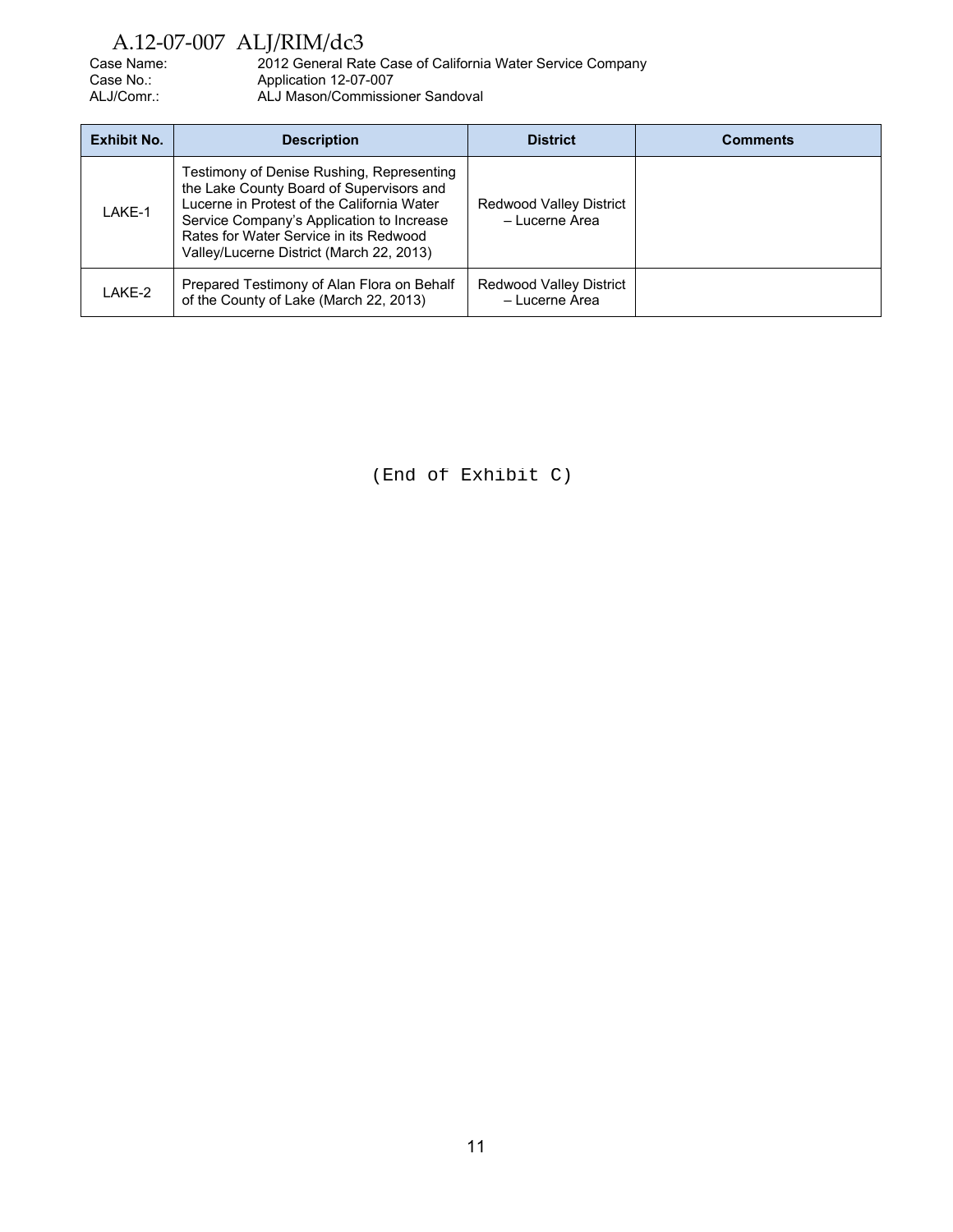Case Name: 2012 General Rate Case of California Water Service Company
Case No.: Application 12-07-007
ALJ/Comr.: ALJ Mason/Commissioner Sandoval

| Exhibit No. | Description | District | Comments |
|---|---|---|---|
| LAKE-1 | Testimony of Denise Rushing, Representing the Lake County Board of Supervisors and Lucerne in Protest of the California Water Service Company's Application to Increase Rates for Water Service in its Redwood Valley/Lucerne District (March 22, 2013) | Redwood Valley District – Lucerne Area | |
| LAKE-2 | Prepared Testimony of Alan Flora on Behalf of the County of Lake (March 22, 2013) | Redwood Valley District – Lucerne Area | |

(End of Exhibit C)